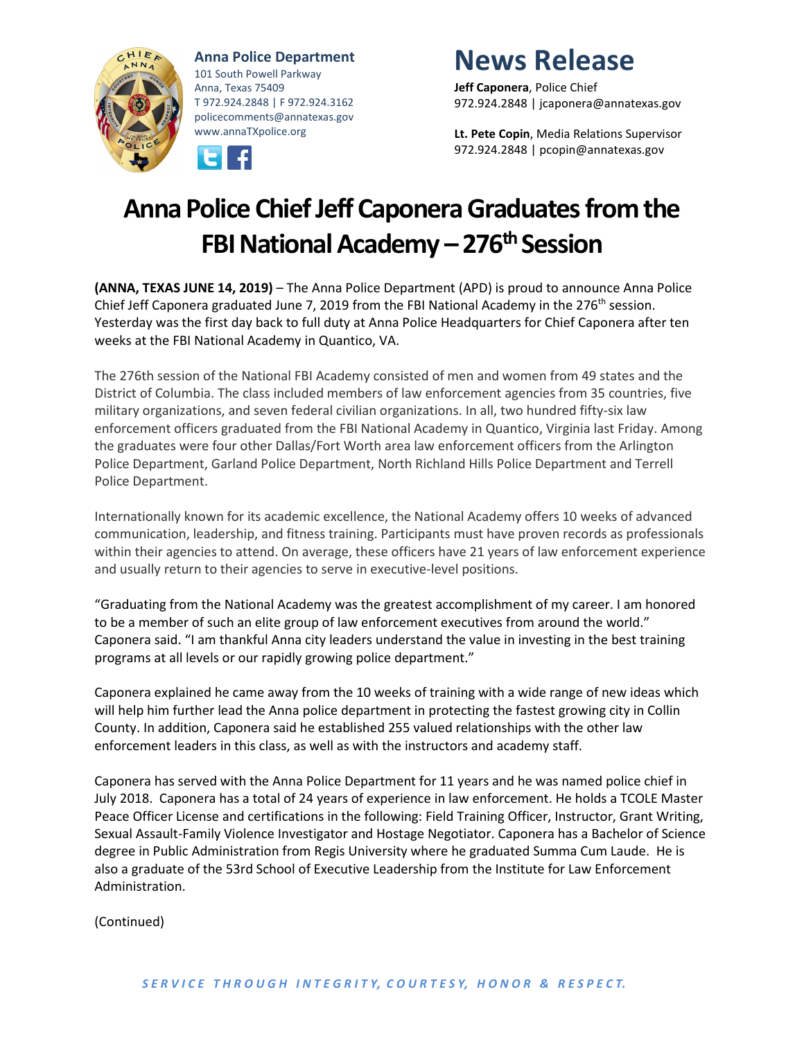**Anna Police Department**
101 South Powell Parkway
Anna, Texas 75409
T 972.924.2848 | F 972.924.3162
policecomments@annatexas.gov
www.annaTXpolice.org

# News Release

**Jeff Caponera**, Police Chief
972.924.2848 | jcaponera@annatexas.gov

**Lt. Pete Copin**, Media Relations Supervisor
972.924.2848 | pcopin@annatexas.gov

# Anna Police Chief Jeff Caponera Graduates from the FBI National Academy – 276th Session

**(ANNA, TEXAS JUNE 14, 2019)** – The Anna Police Department (APD) is proud to announce Anna Police Chief Jeff Caponera graduated June 7, 2019 from the FBI National Academy in the 276th session. Yesterday was the first day back to full duty at Anna Police Headquarters for Chief Caponera after ten weeks at the FBI National Academy in Quantico, VA.

The 276th session of the National FBI Academy consisted of men and women from 49 states and the District of Columbia. The class included members of law enforcement agencies from 35 countries, five military organizations, and seven federal civilian organizations. In all, two hundred fifty-six law enforcement officers graduated from the FBI National Academy in Quantico, Virginia last Friday. Among the graduates were four other Dallas/Fort Worth area law enforcement officers from the Arlington Police Department, Garland Police Department, North Richland Hills Police Department and Terrell Police Department.

Internationally known for its academic excellence, the National Academy offers 10 weeks of advanced communication, leadership, and fitness training. Participants must have proven records as professionals within their agencies to attend. On average, these officers have 21 years of law enforcement experience and usually return to their agencies to serve in executive-level positions.

"Graduating from the National Academy was the greatest accomplishment of my career. I am honored to be a member of such an elite group of law enforcement executives from around the world." Caponera said. "I am thankful Anna city leaders understand the value in investing in the best training programs at all levels or our rapidly growing police department."

Caponera explained he came away from the 10 weeks of training with a wide range of new ideas which will help him further lead the Anna police department in protecting the fastest growing city in Collin County. In addition, Caponera said he established 255 valued relationships with the other law enforcement leaders in this class, as well as with the instructors and academy staff.

Caponera has served with the Anna Police Department for 11 years and he was named police chief in July 2018. Caponera has a total of 24 years of experience in law enforcement. He holds a TCOLE Master Peace Officer License and certifications in the following: Field Training Officer, Instructor, Grant Writing, Sexual Assault-Family Violence Investigator and Hostage Negotiator. Caponera has a Bachelor of Science degree in Public Administration from Regis University where he graduated Summa Cum Laude. He is also a graduate of the 53rd School of Executive Leadership from the Institute for Law Enforcement Administration.

(Continued)

*SERVICE THROUGH INTEGRITY, COURTESY, HONOR & RESPECT.*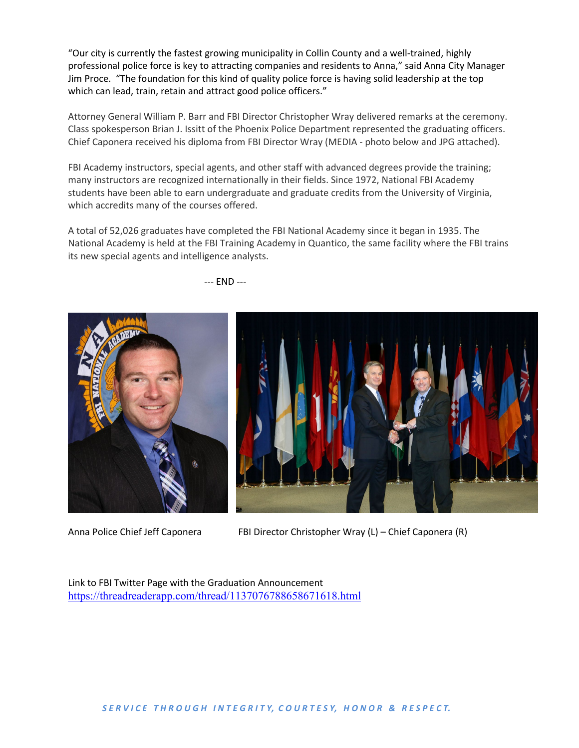"Our city is currently the fastest growing municipality in Collin County and a well-trained, highly professional police force is key to attracting companies and residents to Anna," said Anna City Manager Jim Proce. "The foundation for this kind of quality police force is having solid leadership at the top which can lead, train, retain and attract good police officers."

Attorney General William P. Barr and FBI Director Christopher Wray delivered remarks at the ceremony. Class spokesperson Brian J. Issitt of the Phoenix Police Department represented the graduating officers. Chief Caponera received his diploma from FBI Director Wray (MEDIA - photo below and JPG attached).

FBI Academy instructors, special agents, and other staff with advanced degrees provide the training; many instructors are recognized internationally in their fields. Since 1972, National FBI Academy students have been able to earn undergraduate and graduate credits from the University of Virginia, which accredits many of the courses offered.

A total of 52,026 graduates have completed the FBI National Academy since it began in 1935. The National Academy is held at the FBI Training Academy in Quantico, the same facility where the FBI trains its new special agents and intelligence analysts.

--- END ---

Anna Police Chief Jeff Caponera

FBI Director Christopher Wray (L) – Chief Caponera (R)

Link to FBI Twitter Page with the Graduation Announcement
https://threadreaderapp.com/thread/1137076788658671618.html

*SERVICE THROUGH INTEGRITY, COURTESY, HONOR & RESPECT.*